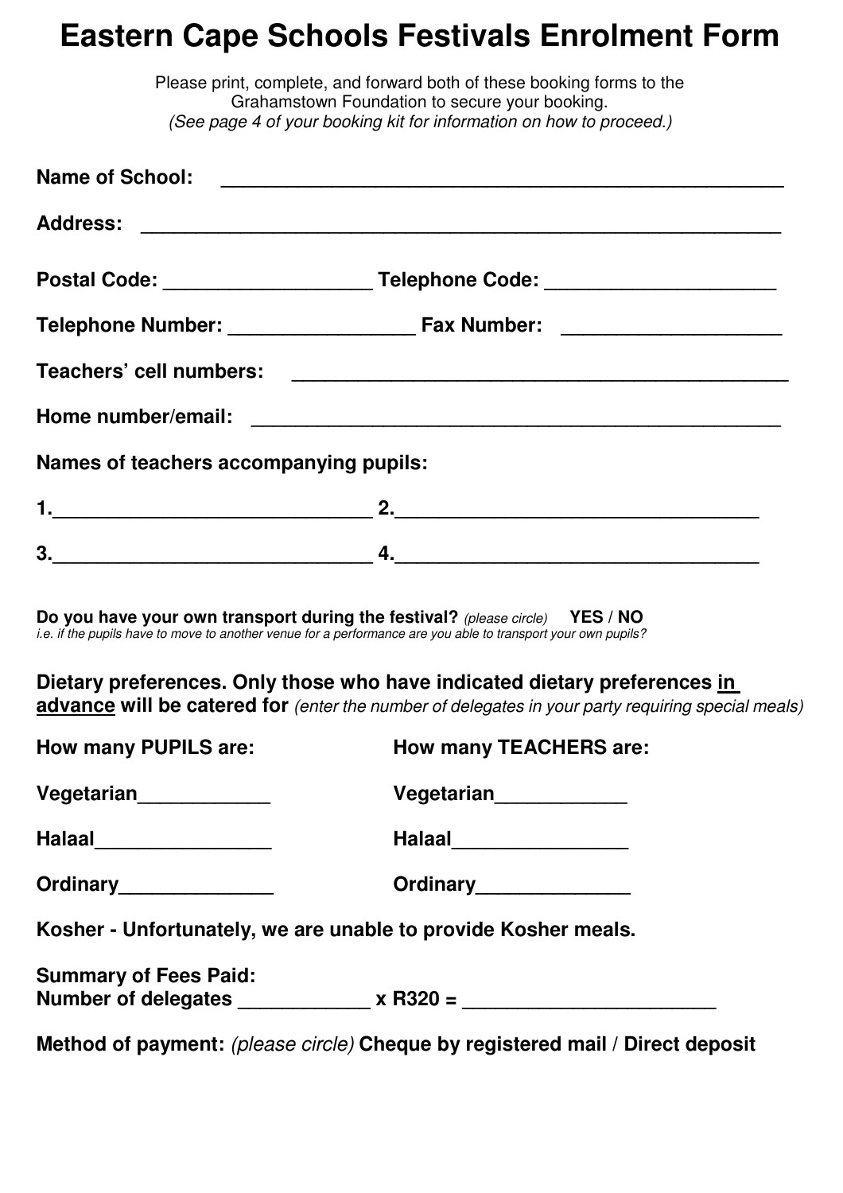# Eastern Cape Schools Festivals Enrolment Form

Please print, complete, and forward both of these booking forms to the Grahamstown Foundation to secure your booking.
*(See page 4 of your booking kit for information on how to proceed.)*

**Name of School:** ____________________________________________________

**Address:** ____________________________________________________________

**Postal Code:** ___________________ **Telephone Code:** _____________________

**Telephone Number:** _________________ **Fax Number:** ___________________

**Teachers' cell numbers:** ______________________________________________

**Home number/email:** _________________________________________________

**Names of teachers accompanying pupils:**

**1.**______________________________ **2.**__________________________________

**3.**______________________________ **4.**__________________________________

**Do you have your own transport during the festival?** *(please circle)* **YES / NO**
*i.e. if the pupils have to move to another venue for a performance are you able to transport your own pupils?*

**Dietary preferences. Only those who have indicated dietary preferences <u>in advance</u> will be catered for** *(enter the number of delegates in your party requiring special meals)*

| How many PUPILS are: | How many TEACHERS are: |
| --- | --- |
| Vegetarian____________ | Vegetarian____________ |
| Halaal________________ | Halaal________________ |
| Ordinary______________ | Ordinary______________ |

**Kosher - Unfortunately, we are unable to provide Kosher meals.**

**Summary of Fees Paid:**
**Number of delegates ____________ x R320 = _______________________**

**Method of payment:** *(please circle)* **Cheque by registered mail / Direct deposit**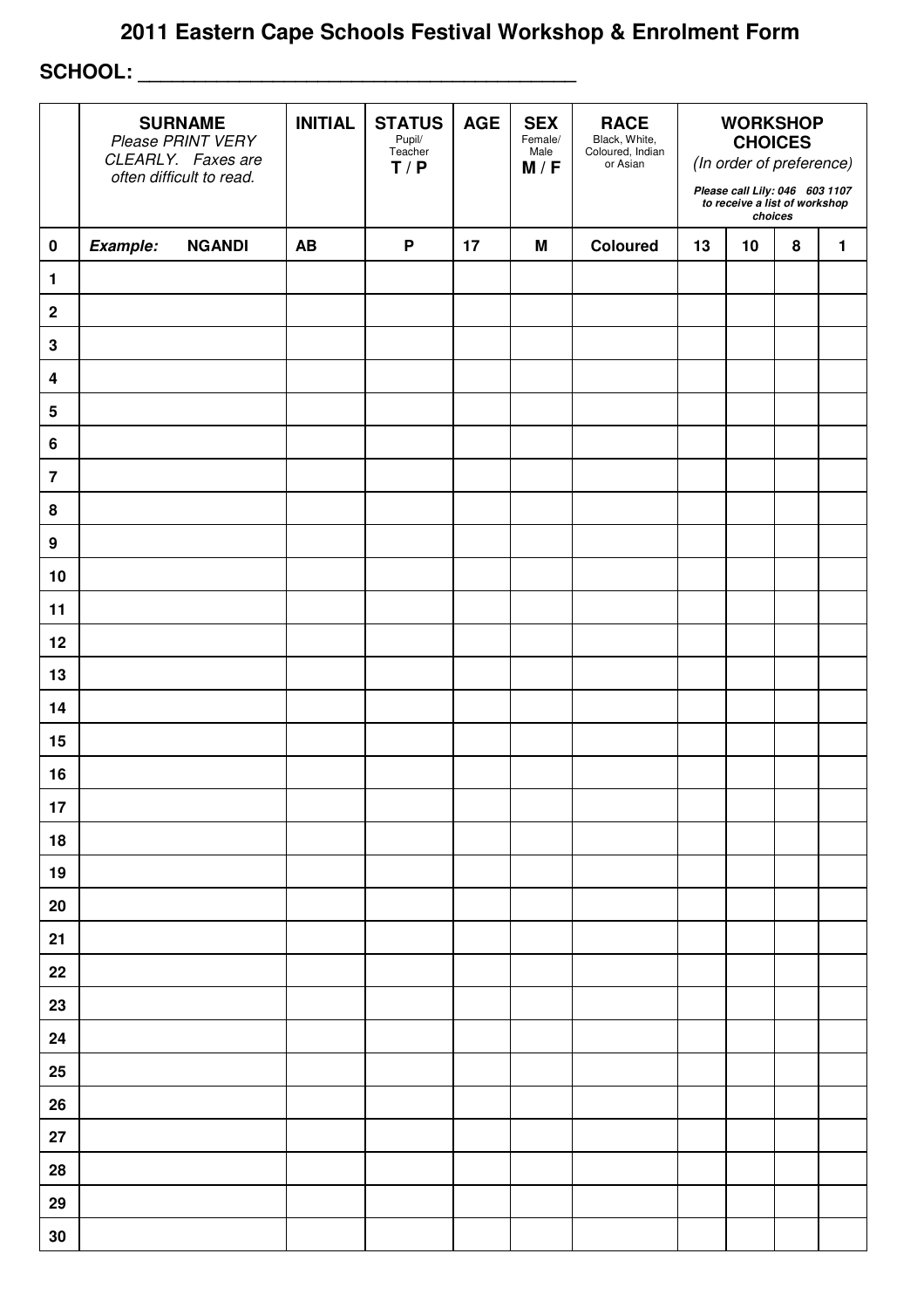# 2011 Eastern Cape Schools Festival Workshop & Enrolment Form

**SCHOOL:** ________________________________________

| | **SURNAME** *Please PRINT VERY CLEARLY. Faxes are often difficult to read.* | **INITIAL** | **STATUS** Pupil/ Teacher **T / P** | **AGE** | **SEX** Female/ Male **M / F** | **RACE** Black, White, Coloured, Indian or Asian | **WORKSHOP CHOICES** *(In order of preference)* ***Please call Lily: 046 603 1107 to receive a list of workshop choices*** | | | |
|---|---|---|---|---|---|---|---|---|---|---|
| **0** | ***Example:*** **NGANDI** | **AB** | **P** | **17** | **M** | **Coloured** | **13** | **10** | **8** | **1** |
| **1** | | | | | | | | | | |
| **2** | | | | | | | | | | |
| **3** | | | | | | | | | | |
| **4** | | | | | | | | | | |
| **5** | | | | | | | | | | |
| **6** | | | | | | | | | | |
| **7** | | | | | | | | | | |
| **8** | | | | | | | | | | |
| **9** | | | | | | | | | | |
| **10** | | | | | | | | | | |
| **11** | | | | | | | | | | |
| **12** | | | | | | | | | | |
| **13** | | | | | | | | | | |
| **14** | | | | | | | | | | |
| **15** | | | | | | | | | | |
| **16** | | | | | | | | | | |
| **17** | | | | | | | | | | |
| **18** | | | | | | | | | | |
| **19** | | | | | | | | | | |
| **20** | | | | | | | | | | |
| **21** | | | | | | | | | | |
| **22** | | | | | | | | | | |
| **23** | | | | | | | | | | |
| **24** | | | | | | | | | | |
| **25** | | | | | | | | | | |
| **26** | | | | | | | | | | |
| **27** | | | | | | | | | | |
| **28** | | | | | | | | | | |
| **29** | | | | | | | | | | |
| **30** | | | | | | | | | | |